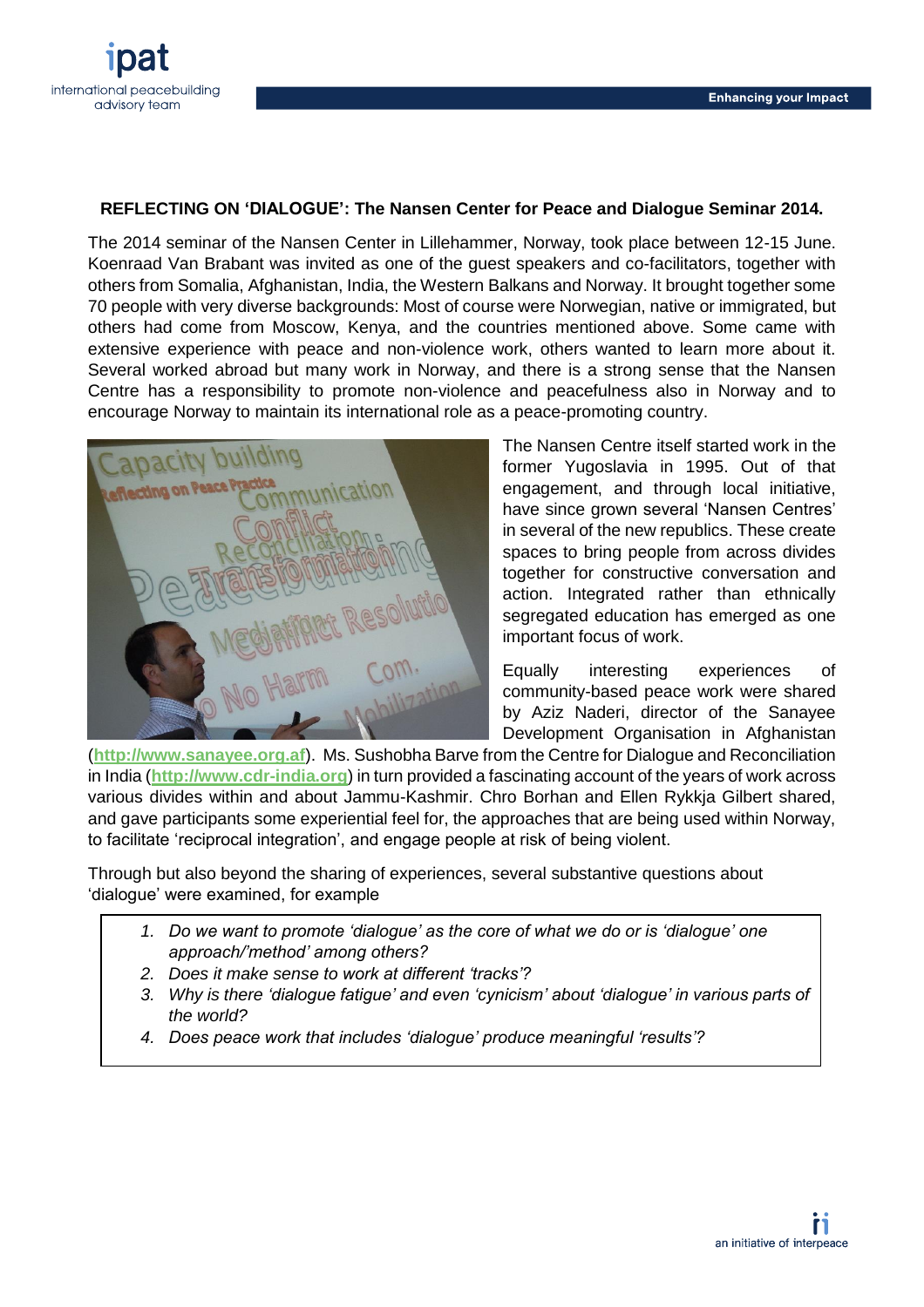# REFLECTING ON 'DIALOGUE': The Nansen Center for Peace and Dialogue Seminar 2014.

The 2014 seminar of the Nansen Center in Lillehammer, Norway, took place between 12-15 June. Koenraad Van Brabant was invited as one of the guest speakers and co-facilitators, together with others from Somalia, Afghanistan, India, the Western Balkans and Norway. It brought together some 70 people with very diverse backgrounds: Most of course were Norwegian, native or immigrated, but others had come from Moscow, Kenya, and the countries mentioned above. Some came with extensive experience with peace and non-violence work, others wanted to learn more about it. Several worked abroad but many work in Norway, and there is a strong sense that the Nansen Centre has a responsibility to promote non-violence and peacefulness also in Norway and to encourage Norway to maintain its international role as a peace-promoting country.

The Nansen Centre itself started work in the former Yugoslavia in 1995. Out of that engagement, and through local initiative, have since grown several 'Nansen Centres' in several of the new republics. These create spaces to bring people from across divides together for constructive conversation and action. Integrated rather than ethnically segregated education has emerged as one important focus of work.

Equally interesting experiences of community-based peace work were shared by Aziz Naderi, director of the Sanayee Development Organisation in Afghanistan (**http://www.sanayee.org.af**). Ms. Sushobha Barve from the Centre for Dialogue and Reconciliation in India (**http://www.cdr-india.org**) in turn provided a fascinating account of the years of work across various divides within and about Jammu-Kashmir. Chro Borhan and Ellen Rykkja Gilbert shared, and gave participants some experiential feel for, the approaches that are being used within Norway, to facilitate 'reciprocal integration', and engage people at risk of being violent.

Through but also beyond the sharing of experiences, several substantive questions about 'dialogue' were examined, for example

1. *Do we want to promote 'dialogue' as the core of what we do or is 'dialogue' one approach/'method' among others?*
2. *Does it make sense to work at different 'tracks'?*
3. *Why is there 'dialogue fatigue' and even 'cynicism' about 'dialogue' in various parts of the world?*
4. *Does peace work that includes 'dialogue' produce meaningful 'results'?*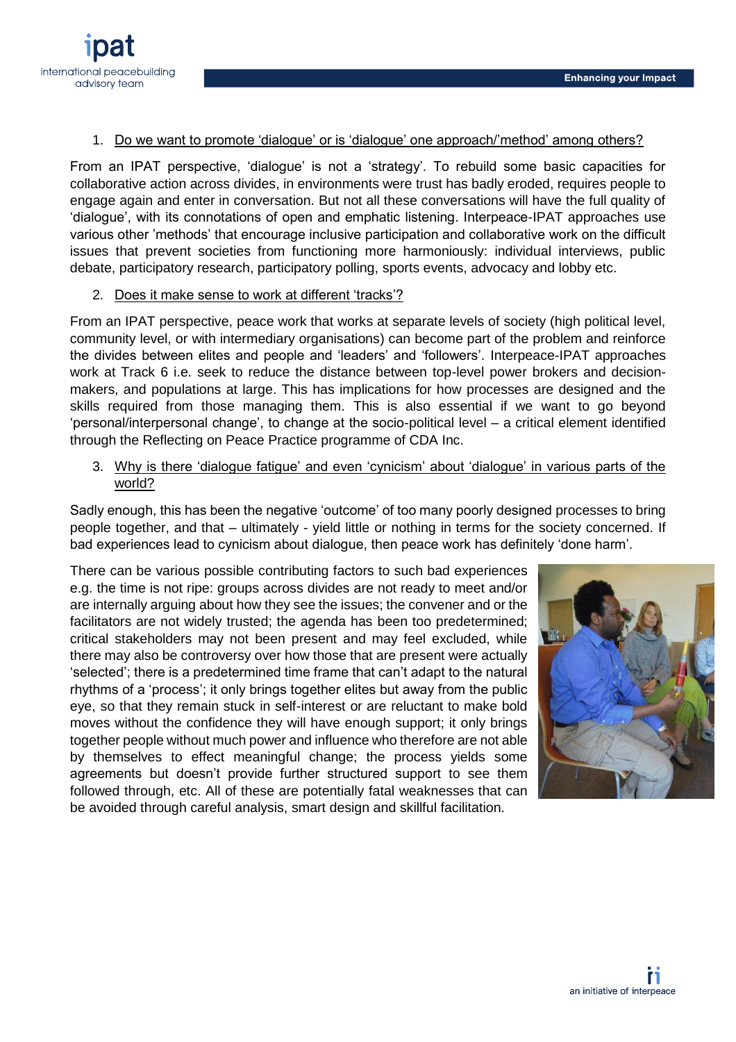1. Do we want to promote 'dialogue' or is 'dialogue' one approach/'method' among others?

From an IPAT perspective, 'dialogue' is not a 'strategy'. To rebuild some basic capacities for collaborative action across divides, in environments were trust has badly eroded, requires people to engage again and enter in conversation. But not all these conversations will have the full quality of 'dialogue', with its connotations of open and emphatic listening. Interpeace-IPAT approaches use various other 'methods' that encourage inclusive participation and collaborative work on the difficult issues that prevent societies from functioning more harmoniously: individual interviews, public debate, participatory research, participatory polling, sports events, advocacy and lobby etc.

2. Does it make sense to work at different 'tracks'?

From an IPAT perspective, peace work that works at separate levels of society (high political level, community level, or with intermediary organisations) can become part of the problem and reinforce the divides between elites and people and 'leaders' and 'followers'. Interpeace-IPAT approaches work at Track 6 i.e. seek to reduce the distance between top-level power brokers and decision-makers, and populations at large. This has implications for how processes are designed and the skills required from those managing them. This is also essential if we want to go beyond 'personal/interpersonal change', to change at the socio-political level – a critical element identified through the Reflecting on Peace Practice programme of CDA Inc.

3. Why is there 'dialogue fatigue' and even 'cynicism' about 'dialogue' in various parts of the world?

Sadly enough, this has been the negative 'outcome' of too many poorly designed processes to bring people together, and that – ultimately - yield little or nothing in terms for the society concerned. If bad experiences lead to cynicism about dialogue, then peace work has definitely 'done harm'.

There can be various possible contributing factors to such bad experiences e.g. the time is not ripe: groups across divides are not ready to meet and/or are internally arguing about how they see the issues; the convener and or the facilitators are not widely trusted; the agenda has been too predetermined; critical stakeholders may not been present and may feel excluded, while there may also be controversy over how those that are present were actually 'selected'; there is a predetermined time frame that can't adapt to the natural rhythms of a 'process'; it only brings together elites but away from the public eye, so that they remain stuck in self-interest or are reluctant to make bold moves without the confidence they will have enough support; it only brings together people without much power and influence who therefore are not able by themselves to effect meaningful change; the process yields some agreements but doesn't provide further structured support to see them followed through, etc. All of these are potentially fatal weaknesses that can be avoided through careful analysis, smart design and skillful facilitation.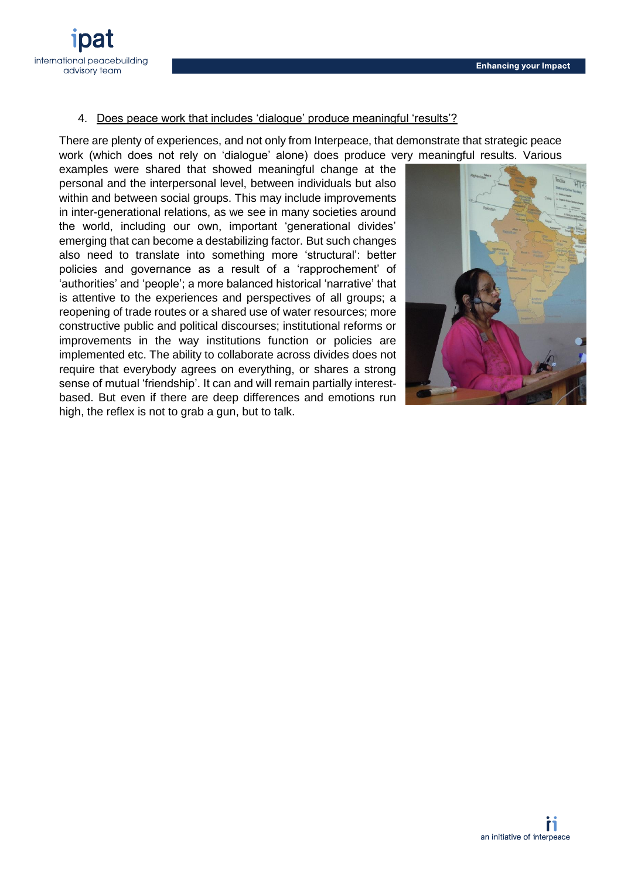4. <u>Does peace work that includes 'dialogue' produce meaningful 'results'?</u>

There are plenty of experiences, and not only from Interpeace, that demonstrate that strategic peace work (which does not rely on 'dialogue' alone) does produce very meaningful results. Various examples were shared that showed meaningful change at the personal and the interpersonal level, between individuals but also within and between social groups. This may include improvements in inter-generational relations, as we see in many societies around the world, including our own, important 'generational divides' emerging that can become a destabilizing factor. But such changes also need to translate into something more 'structural': better policies and governance as a result of a 'rapprochement' of 'authorities' and 'people'; a more balanced historical 'narrative' that is attentive to the experiences and perspectives of all groups; a reopening of trade routes or a shared use of water resources; more constructive public and political discourses; institutional reforms or improvements in the way institutions function or policies are implemented etc. The ability to collaborate across divides does not require that everybody agrees on everything, or shares a strong sense of mutual 'friendship'. It can and will remain partially interest-based. But even if there are deep differences and emotions run high, the reflex is not to grab a gun, but to talk.